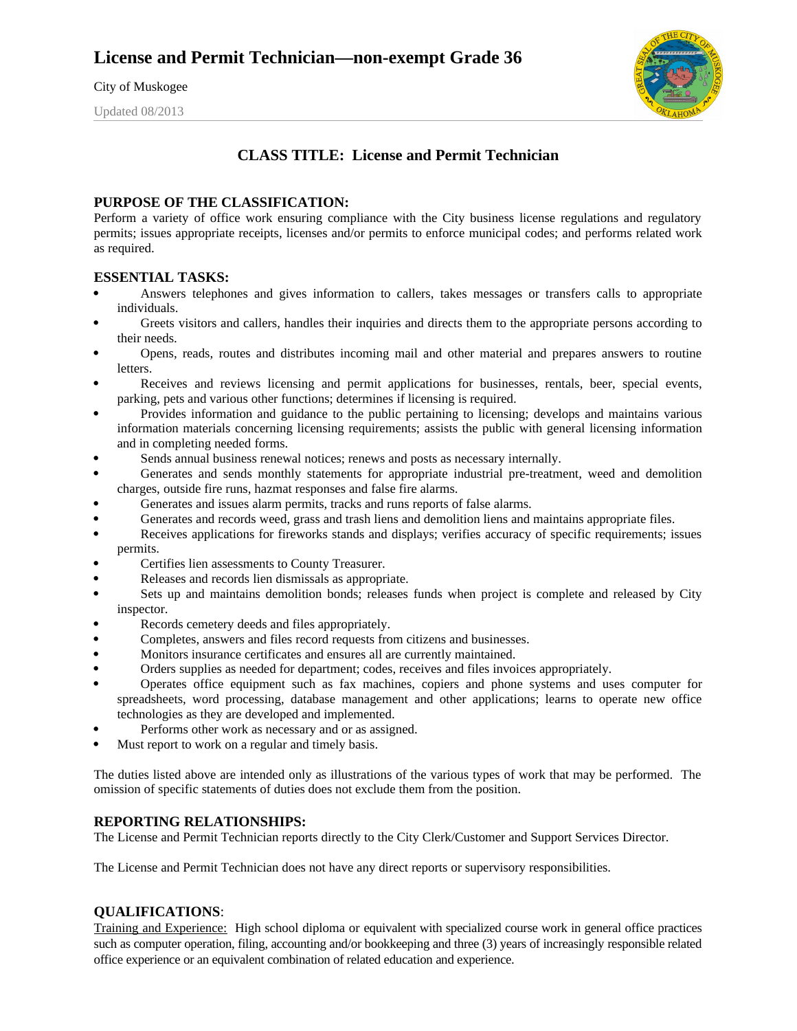# License and Permit Technician—non-exempt Grade 36

City of Muskogee

Updated 08/2013

## CLASS TITLE: License and Permit Technician

### PURPOSE OF THE CLASSIFICATION:

Perform a variety of office work ensuring compliance with the City business license regulations and regulatory permits; issues appropriate receipts, licenses and/or permits to enforce municipal codes; and performs related work as required.

### ESSENTIAL TASKS:

- Answers telephones and gives information to callers, takes messages or transfers calls to appropriate individuals.
- Greets visitors and callers, handles their inquiries and directs them to the appropriate persons according to their needs.
- Opens, reads, routes and distributes incoming mail and other material and prepares answers to routine letters.
- Receives and reviews licensing and permit applications for businesses, rentals, beer, special events, parking, pets and various other functions; determines if licensing is required.
- Provides information and guidance to the public pertaining to licensing; develops and maintains various information materials concerning licensing requirements; assists the public with general licensing information and in completing needed forms.
- Sends annual business renewal notices; renews and posts as necessary internally.
- Generates and sends monthly statements for appropriate industrial pre-treatment, weed and demolition charges, outside fire runs, hazmat responses and false fire alarms.
- Generates and issues alarm permits, tracks and runs reports of false alarms.
- Generates and records weed, grass and trash liens and demolition liens and maintains appropriate files.
- Receives applications for fireworks stands and displays; verifies accuracy of specific requirements; issues permits.
- Certifies lien assessments to County Treasurer.
- Releases and records lien dismissals as appropriate.
- Sets up and maintains demolition bonds; releases funds when project is complete and released by City inspector.
- Records cemetery deeds and files appropriately.
- Completes, answers and files record requests from citizens and businesses.
- Monitors insurance certificates and ensures all are currently maintained.
- Orders supplies as needed for department; codes, receives and files invoices appropriately.
- Operates office equipment such as fax machines, copiers and phone systems and uses computer for spreadsheets, word processing, database management and other applications; learns to operate new office technologies as they are developed and implemented.
- Performs other work as necessary and or as assigned.
- Must report to work on a regular and timely basis.

The duties listed above are intended only as illustrations of the various types of work that may be performed. The omission of specific statements of duties does not exclude them from the position.

### REPORTING RELATIONSHIPS:

The License and Permit Technician reports directly to the City Clerk/Customer and Support Services Director.

The License and Permit Technician does not have any direct reports or supervisory responsibilities.

### QUALIFICATIONS:

Training and Experience: High school diploma or equivalent with specialized course work in general office practices such as computer operation, filing, accounting and/or bookkeeping and three (3) years of increasingly responsible related office experience or an equivalent combination of related education and experience.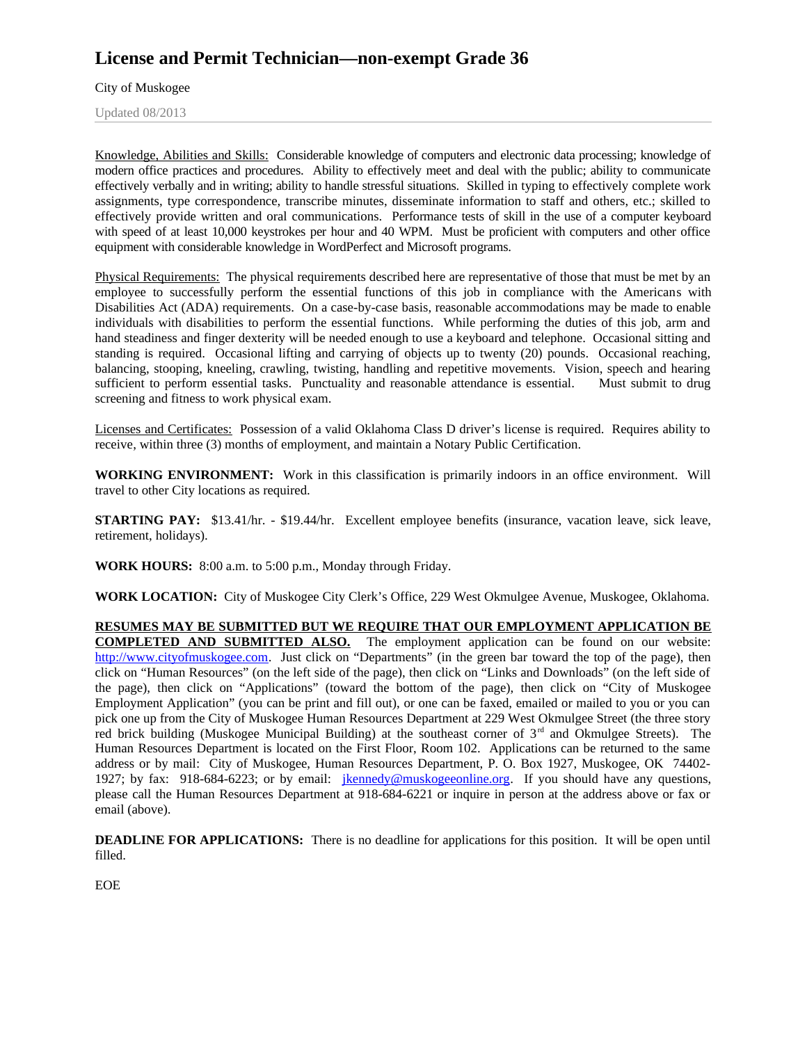## License and Permit Technician—non-exempt Grade 36

City of Muskogee

Updated 08/2013

Knowledge, Abilities and Skills: Considerable knowledge of computers and electronic data processing; knowledge of modern office practices and procedures. Ability to effectively meet and deal with the public; ability to communicate effectively verbally and in writing; ability to handle stressful situations. Skilled in typing to effectively complete work assignments, type correspondence, transcribe minutes, disseminate information to staff and others, etc.; skilled to effectively provide written and oral communications. Performance tests of skill in the use of a computer keyboard with speed of at least 10,000 keystrokes per hour and 40 WPM. Must be proficient with computers and other office equipment with considerable knowledge in WordPerfect and Microsoft programs.

Physical Requirements: The physical requirements described here are representative of those that must be met by an employee to successfully perform the essential functions of this job in compliance with the Americans with Disabilities Act (ADA) requirements. On a case-by-case basis, reasonable accommodations may be made to enable individuals with disabilities to perform the essential functions. While performing the duties of this job, arm and hand steadiness and finger dexterity will be needed enough to use a keyboard and telephone. Occasional sitting and standing is required. Occasional lifting and carrying of objects up to twenty (20) pounds. Occasional reaching, balancing, stooping, kneeling, crawling, twisting, handling and repetitive movements. Vision, speech and hearing sufficient to perform essential tasks. Punctuality and reasonable attendance is essential. Must submit to drug screening and fitness to work physical exam.

Licenses and Certificates: Possession of a valid Oklahoma Class D driver's license is required. Requires ability to receive, within three (3) months of employment, and maintain a Notary Public Certification.

**WORKING ENVIRONMENT:** Work in this classification is primarily indoors in an office environment. Will travel to other City locations as required.

**STARTING PAY:** $13.41/hr. - $19.44/hr. Excellent employee benefits (insurance, vacation leave, sick leave, retirement, holidays).

**WORK HOURS:** 8:00 a.m. to 5:00 p.m., Monday through Friday.

**WORK LOCATION:** City of Muskogee City Clerk's Office, 229 West Okmulgee Avenue, Muskogee, Oklahoma.

**RESUMES MAY BE SUBMITTED BUT WE REQUIRE THAT OUR EMPLOYMENT APPLICATION BE COMPLETED AND SUBMITTED ALSO.** The employment application can be found on our website: http://www.cityofmuskogee.com. Just click on "Departments" (in the green bar toward the top of the page), then click on "Human Resources" (on the left side of the page), then click on "Links and Downloads" (on the left side of the page), then click on "Applications" (toward the bottom of the page), then click on "City of Muskogee Employment Application" (you can be print and fill out), or one can be faxed, emailed or mailed to you or you can pick one up from the City of Muskogee Human Resources Department at 229 West Okmulgee Street (the three story red brick building (Muskogee Municipal Building) at the southeast corner of 3rd and Okmulgee Streets). The Human Resources Department is located on the First Floor, Room 102. Applications can be returned to the same address or by mail: City of Muskogee, Human Resources Department, P. O. Box 1927, Muskogee, OK 74402-1927; by fax: 918-684-6223; or by email: jkennedy@muskogeeonline.org. If you should have any questions, please call the Human Resources Department at 918-684-6221 or inquire in person at the address above or fax or email (above).

**DEADLINE FOR APPLICATIONS:** There is no deadline for applications for this position. It will be open until filled.

EOE